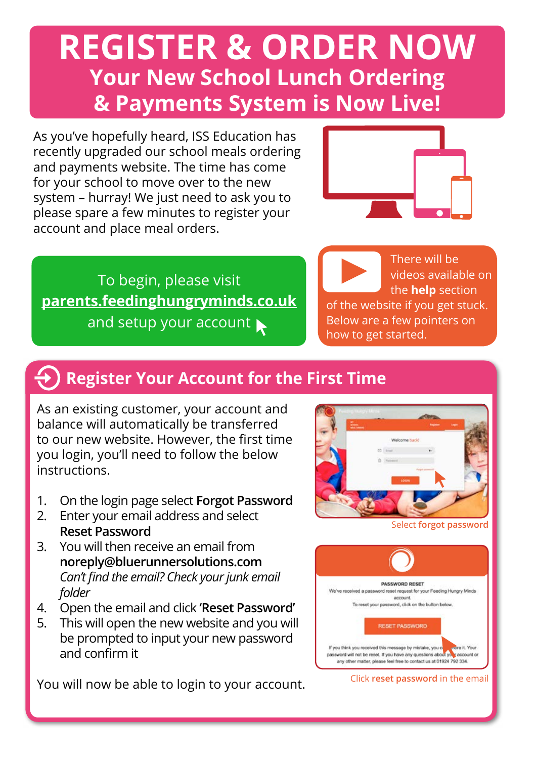# REGISTER & ORDER NOW

## Your New School Lunch Ordering & Payments System is Now Live!

As you've hopefully heard, ISS Education has recently upgraded our school meals ordering and payments website. The time has come for your school to move over to the new system – hurray! We just need to ask you to please spare a few minutes to register your account and place meal orders.

To begin, please visit **parents.feedinghungryminds.co.uk** and setup your account

There will be videos available on the **help** section of the website if you get stuck. Below are a few pointers on how to get started.

## Register Your Account for the First Time

As an existing customer, your account and balance will automatically be transferred to our new website. However, the first time you login, you'll need to follow the below instructions.

1. On the login page select **Forgot Password**
2. Enter your email address and select **Reset Password**
3. You will then receive an email from **noreply@bluerunnersolutions.com**
   *Can't find the email? Check your junk email folder*
4. Open the email and click **'Reset Password'**
5. This will open the new website and you will be prompted to input your new password and confirm it

You will now be able to login to your account.

Select **forgot password**

Click **reset password** in the email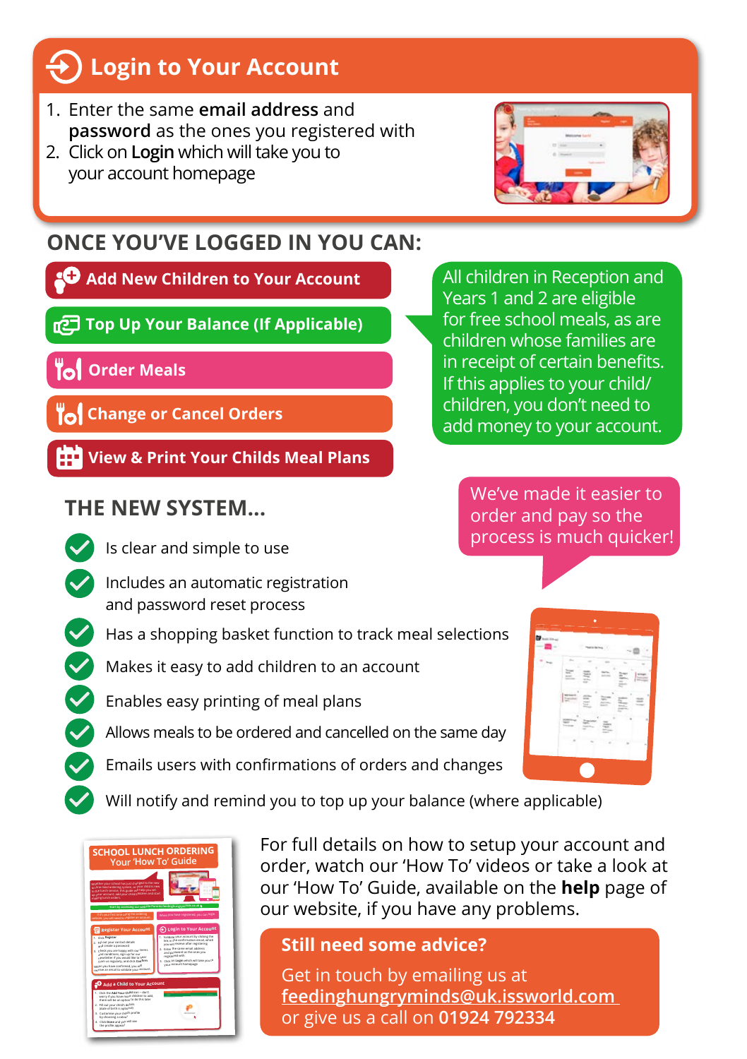## Login to Your Account

1. Enter the same **email address** and **password** as the ones you registered with
2. Click on **Login** which will take you to your account homepage

## ONCE YOU'VE LOGGED IN YOU CAN:

- **Add New Children to Your Account**
- **Top Up Your Balance (If Applicable)**
- **Order Meals**
- **Change or Cancel Orders**
- **View & Print Your Childs Meal Plans**

All children in Reception and Years 1 and 2 are eligible for free school meals, as are children whose families are in receipt of certain benefits. If this applies to your child/ children, you don't need to add money to your account.

## THE NEW SYSTEM...

We've made it easier to order and pay so the process is much quicker!

- Is clear and simple to use
- Includes an automatic registration and password reset process
- Has a shopping basket function to track meal selections
- Makes it easy to add children to an account
- Enables easy printing of meal plans
- Allows meals to be ordered and cancelled on the same day
- Emails users with confirmations of orders and changes
- Will notify and remind you to top up your balance (where applicable)

For full details on how to setup your account and order, watch our 'How To' videos or take a look at our 'How To' Guide, available on the **help** page of our website, if you have any problems.

### Still need some advice?

Get in touch by emailing us at feedinghungryminds@uk.issworld.com or give us a call on **01924 792334**